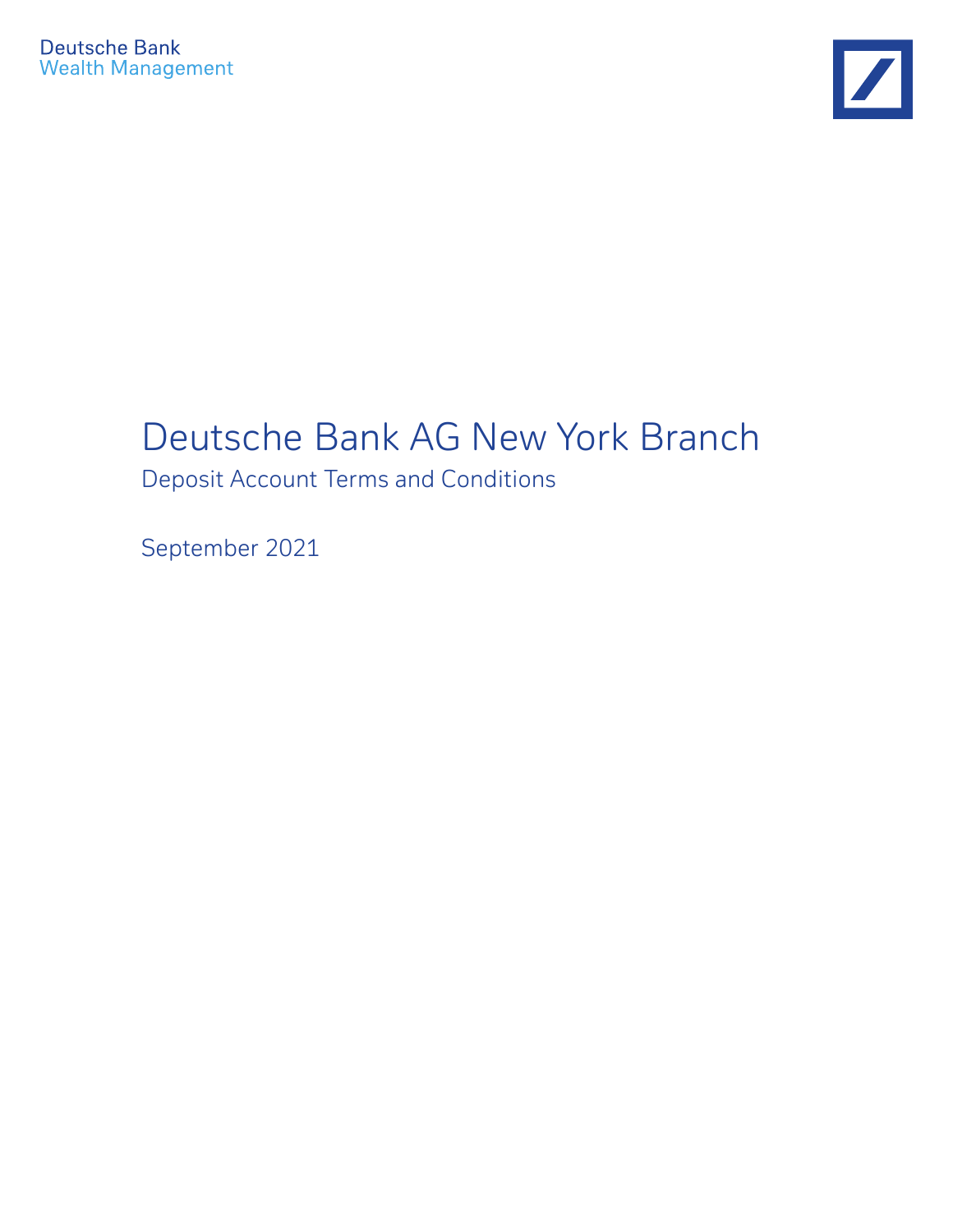Deutsche Bank
Wealth Management

# Deutsche Bank AG New York Branch

## Deposit Account Terms and Conditions

September 2021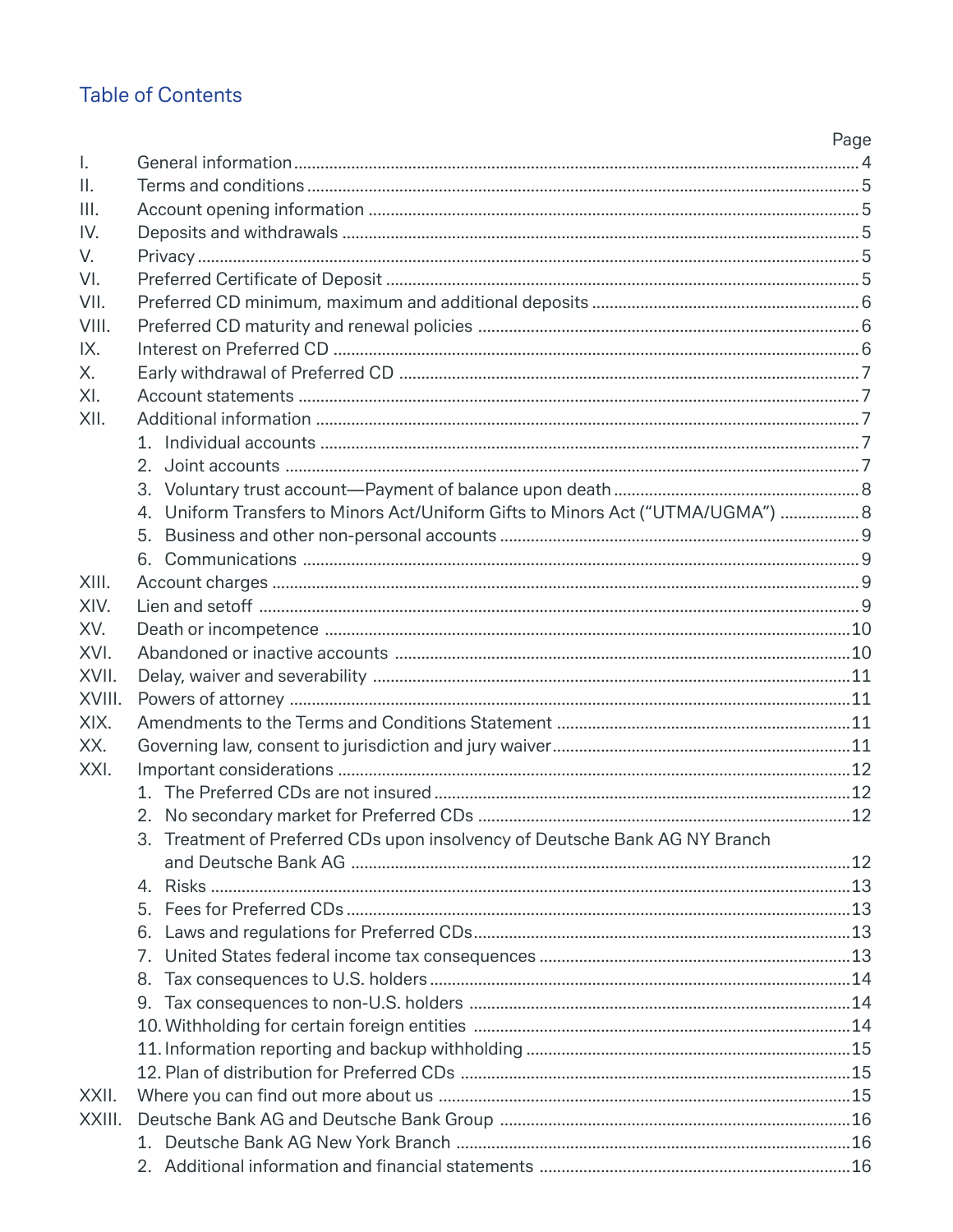# Table of Contents

| | | Page |
|---|---|---|
| I. | General information | 4 |
| II. | Terms and conditions | 5 |
| III. | Account opening information | 5 |
| IV. | Deposits and withdrawals | 5 |
| V. | Privacy | 5 |
| VI. | Preferred Certificate of Deposit | 5 |
| VII. | Preferred CD minimum, maximum and additional deposits | 6 |
| VIII. | Preferred CD maturity and renewal policies | 6 |
| IX. | Interest on Preferred CD | 6 |
| X. | Early withdrawal of Preferred CD | 7 |
| XI. | Account statements | 7 |
| XII. | Additional information | 7 |
| | 1. Individual accounts | 7 |
| | 2. Joint accounts | 7 |
| | 3. Voluntary trust account—Payment of balance upon death | 8 |
| | 4. Uniform Transfers to Minors Act/Uniform Gifts to Minors Act ("UTMA/UGMA") | 8 |
| | 5. Business and other non-personal accounts | 9 |
| | 6. Communications | 9 |
| XIII. | Account charges | 9 |
| XIV. | Lien and setoff | 9 |
| XV. | Death or incompetence | 10 |
| XVI. | Abandoned or inactive accounts | 10 |
| XVII. | Delay, waiver and severability | 11 |
| XVIII. | Powers of attorney | 11 |
| XIX. | Amendments to the Terms and Conditions Statement | 11 |
| XX. | Governing law, consent to jurisdiction and jury waiver | 11 |
| XXI. | Important considerations | 12 |
| | 1. The Preferred CDs are not insured | 12 |
| | 2. No secondary market for Preferred CDs | 12 |
| | 3. Treatment of Preferred CDs upon insolvency of Deutsche Bank AG NY Branch and Deutsche Bank AG | 12 |
| | 4. Risks | 13 |
| | 5. Fees for Preferred CDs | 13 |
| | 6. Laws and regulations for Preferred CDs | 13 |
| | 7. United States federal income tax consequences | 13 |
| | 8. Tax consequences to U.S. holders | 14 |
| | 9. Tax consequences to non-U.S. holders | 14 |
| | 10. Withholding for certain foreign entities | 14 |
| | 11. Information reporting and backup withholding | 15 |
| | 12. Plan of distribution for Preferred CDs | 15 |
| XXII. | Where you can find out more about us | 15 |
| XXIII. | Deutsche Bank AG and Deutsche Bank Group | 16 |
| | 1. Deutsche Bank AG New York Branch | 16 |
| | 2. Additional information and financial statements | 16 |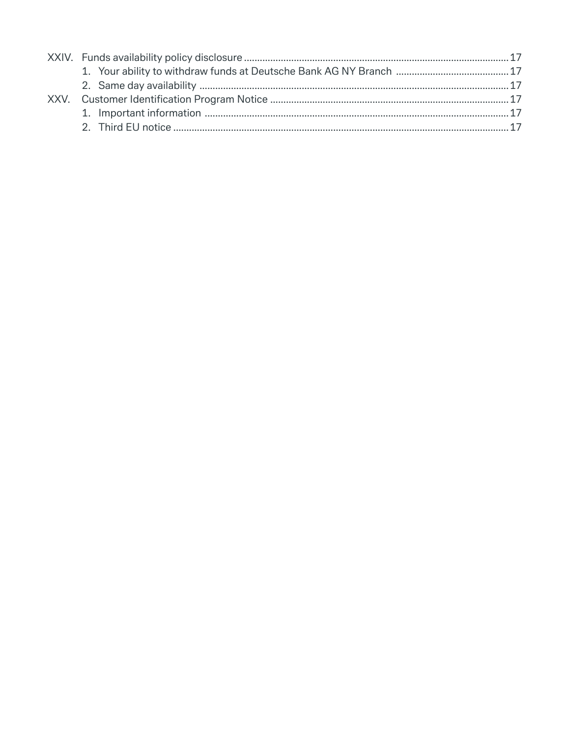XXIV. Funds availability policy disclosure ..................................................................................................... 17
   1. Your ability to withdraw funds at Deutsche Bank AG NY Branch ........................................... 17
   2. Same day availability ...................................................................................................................... 17
XXV. Customer Identification Program Notice .......................................................................................... 17
   1. Important information .................................................................................................................... 17
   2. Third EU notice ............................................................................................................................... 17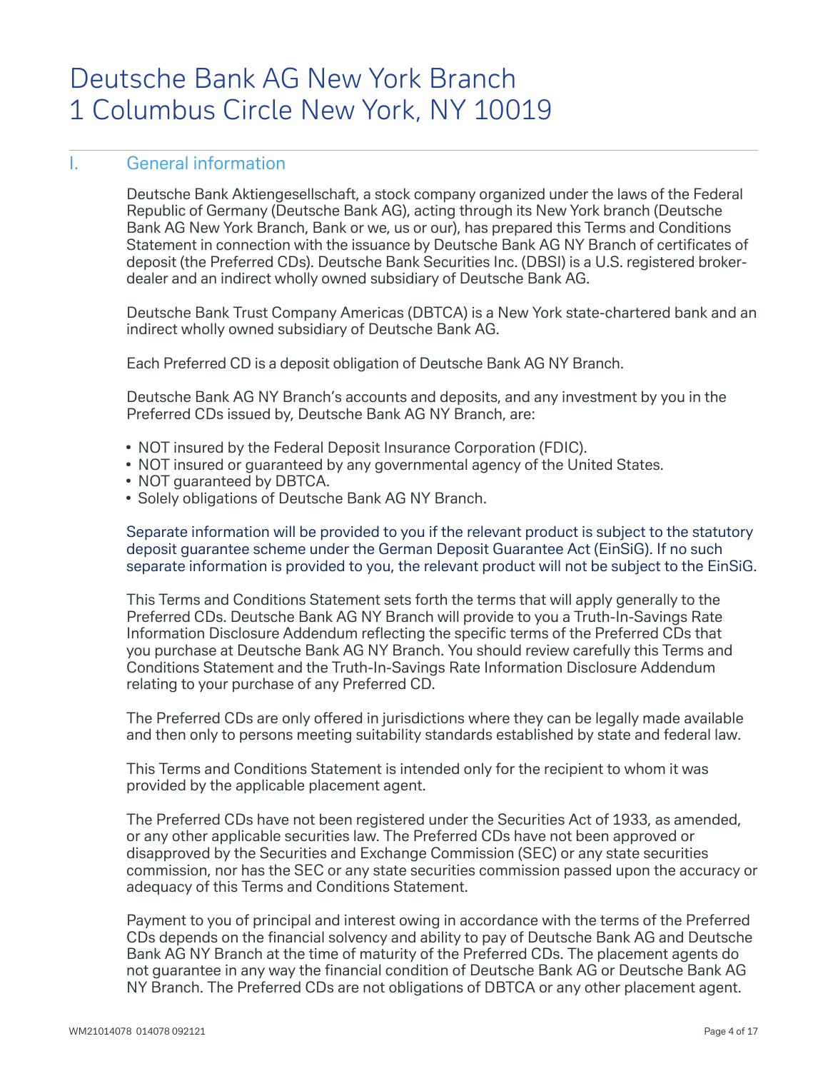# Deutsche Bank AG New York Branch
# 1 Columbus Circle New York, NY 10019

## I. General information

Deutsche Bank Aktiengesellschaft, a stock company organized under the laws of the Federal Republic of Germany (Deutsche Bank AG), acting through its New York branch (Deutsche Bank AG New York Branch, Bank or we, us or our), has prepared this Terms and Conditions Statement in connection with the issuance by Deutsche Bank AG NY Branch of certificates of deposit (the Preferred CDs). Deutsche Bank Securities Inc. (DBSI) is a U.S. registered broker-dealer and an indirect wholly owned subsidiary of Deutsche Bank AG.

Deutsche Bank Trust Company Americas (DBTCA) is a New York state-chartered bank and an indirect wholly owned subsidiary of Deutsche Bank AG.

Each Preferred CD is a deposit obligation of Deutsche Bank AG NY Branch.

Deutsche Bank AG NY Branch's accounts and deposits, and any investment by you in the Preferred CDs issued by, Deutsche Bank AG NY Branch, are:

- NOT insured by the Federal Deposit Insurance Corporation (FDIC).
- NOT insured or guaranteed by any governmental agency of the United States.
- NOT guaranteed by DBTCA.
- Solely obligations of Deutsche Bank AG NY Branch.

Separate information will be provided to you if the relevant product is subject to the statutory deposit guarantee scheme under the German Deposit Guarantee Act (EinSiG). If no such separate information is provided to you, the relevant product will not be subject to the EinSiG.

This Terms and Conditions Statement sets forth the terms that will apply generally to the Preferred CDs. Deutsche Bank AG NY Branch will provide to you a Truth-In-Savings Rate Information Disclosure Addendum reflecting the specific terms of the Preferred CDs that you purchase at Deutsche Bank AG NY Branch. You should review carefully this Terms and Conditions Statement and the Truth-In-Savings Rate Information Disclosure Addendum relating to your purchase of any Preferred CD.

The Preferred CDs are only offered in jurisdictions where they can be legally made available and then only to persons meeting suitability standards established by state and federal law.

This Terms and Conditions Statement is intended only for the recipient to whom it was provided by the applicable placement agent.

The Preferred CDs have not been registered under the Securities Act of 1933, as amended, or any other applicable securities law. The Preferred CDs have not been approved or disapproved by the Securities and Exchange Commission (SEC) or any state securities commission, nor has the SEC or any state securities commission passed upon the accuracy or adequacy of this Terms and Conditions Statement.

Payment to you of principal and interest owing in accordance with the terms of the Preferred CDs depends on the financial solvency and ability to pay of Deutsche Bank AG and Deutsche Bank AG NY Branch at the time of maturity of the Preferred CDs. The placement agents do not guarantee in any way the financial condition of Deutsche Bank AG or Deutsche Bank AG NY Branch. The Preferred CDs are not obligations of DBTCA or any other placement agent.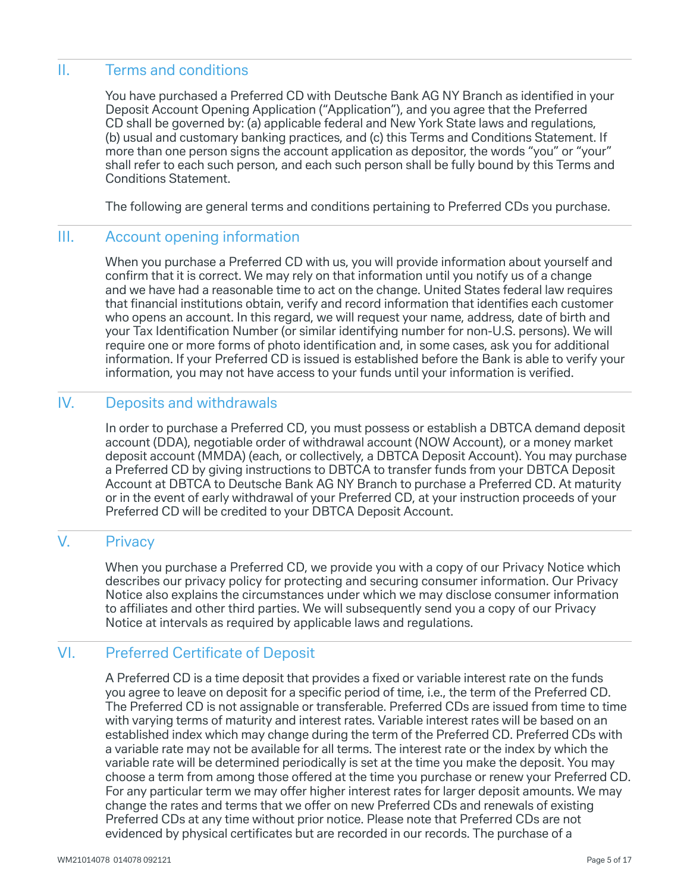## II. Terms and conditions

You have purchased a Preferred CD with Deutsche Bank AG NY Branch as identified in your Deposit Account Opening Application ("Application"), and you agree that the Preferred CD shall be governed by: (a) applicable federal and New York State laws and regulations, (b) usual and customary banking practices, and (c) this Terms and Conditions Statement. If more than one person signs the account application as depositor, the words "you" or "your" shall refer to each such person, and each such person shall be fully bound by this Terms and Conditions Statement.

The following are general terms and conditions pertaining to Preferred CDs you purchase.

## III. Account opening information

When you purchase a Preferred CD with us, you will provide information about yourself and confirm that it is correct. We may rely on that information until you notify us of a change and we have had a reasonable time to act on the change. United States federal law requires that financial institutions obtain, verify and record information that identifies each customer who opens an account. In this regard, we will request your name, address, date of birth and your Tax Identification Number (or similar identifying number for non-U.S. persons). We will require one or more forms of photo identification and, in some cases, ask you for additional information. If your Preferred CD is issued is established before the Bank is able to verify your information, you may not have access to your funds until your information is verified.

## IV. Deposits and withdrawals

In order to purchase a Preferred CD, you must possess or establish a DBTCA demand deposit account (DDA), negotiable order of withdrawal account (NOW Account), or a money market deposit account (MMDA) (each, or collectively, a DBTCA Deposit Account). You may purchase a Preferred CD by giving instructions to DBTCA to transfer funds from your DBTCA Deposit Account at DBTCA to Deutsche Bank AG NY Branch to purchase a Preferred CD. At maturity or in the event of early withdrawal of your Preferred CD, at your instruction proceeds of your Preferred CD will be credited to your DBTCA Deposit Account.

## V. Privacy

When you purchase a Preferred CD, we provide you with a copy of our Privacy Notice which describes our privacy policy for protecting and securing consumer information. Our Privacy Notice also explains the circumstances under which we may disclose consumer information to affiliates and other third parties. We will subsequently send you a copy of our Privacy Notice at intervals as required by applicable laws and regulations.

## VI. Preferred Certificate of Deposit

A Preferred CD is a time deposit that provides a fixed or variable interest rate on the funds you agree to leave on deposit for a specific period of time, i.e., the term of the Preferred CD. The Preferred CD is not assignable or transferable. Preferred CDs are issued from time to time with varying terms of maturity and interest rates. Variable interest rates will be based on an established index which may change during the term of the Preferred CD. Preferred CDs with a variable rate may not be available for all terms. The interest rate or the index by which the variable rate will be determined periodically is set at the time you make the deposit. You may choose a term from among those offered at the time you purchase or renew your Preferred CD. For any particular term we may offer higher interest rates for larger deposit amounts. We may change the rates and terms that we offer on new Preferred CDs and renewals of existing Preferred CDs at any time without prior notice. Please note that Preferred CDs are not evidenced by physical certificates but are recorded in our records. The purchase of a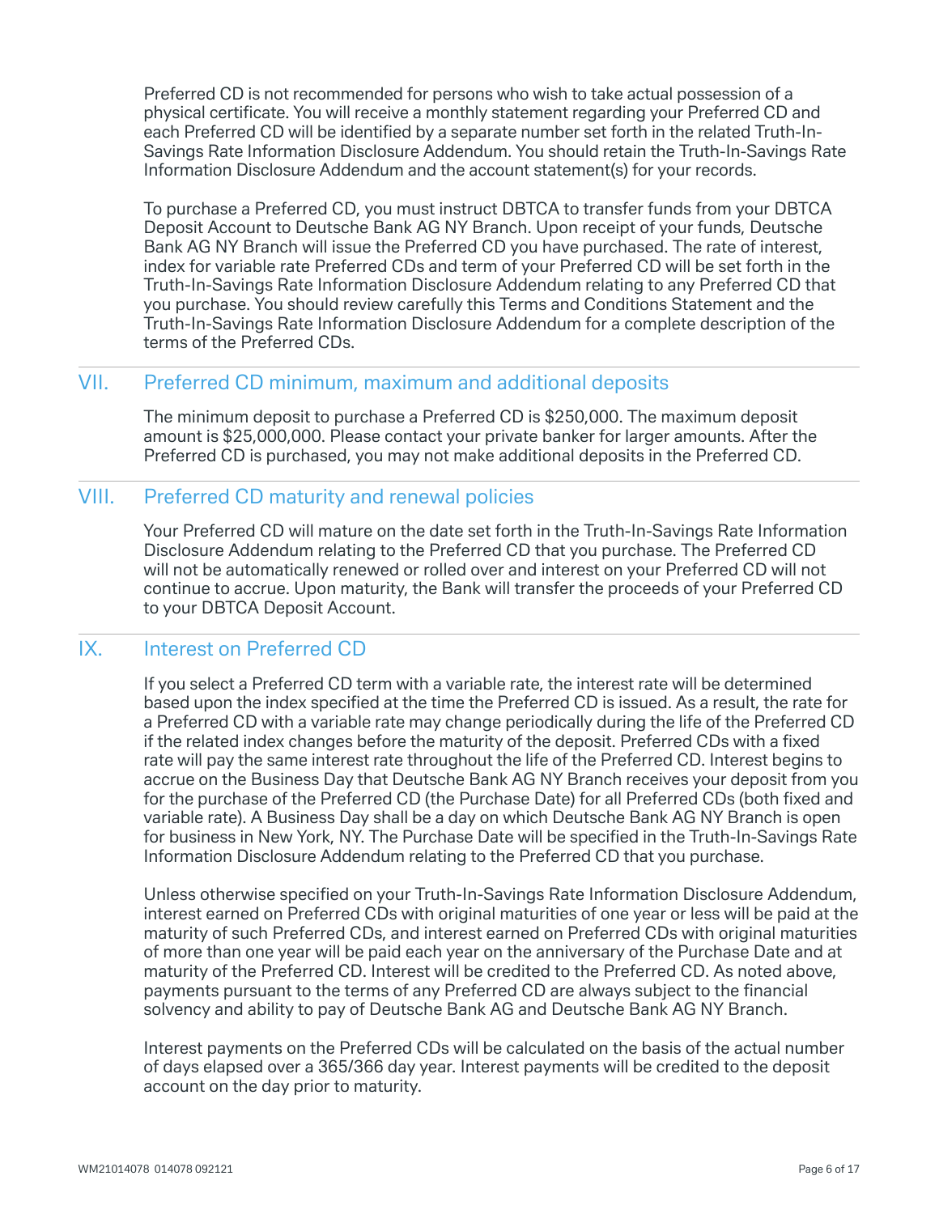Preferred CD is not recommended for persons who wish to take actual possession of a physical certificate. You will receive a monthly statement regarding your Preferred CD and each Preferred CD will be identified by a separate number set forth in the related Truth-In-Savings Rate Information Disclosure Addendum. You should retain the Truth-In-Savings Rate Information Disclosure Addendum and the account statement(s) for your records.

To purchase a Preferred CD, you must instruct DBTCA to transfer funds from your DBTCA Deposit Account to Deutsche Bank AG NY Branch. Upon receipt of your funds, Deutsche Bank AG NY Branch will issue the Preferred CD you have purchased. The rate of interest, index for variable rate Preferred CDs and term of your Preferred CD will be set forth in the Truth-In-Savings Rate Information Disclosure Addendum relating to any Preferred CD that you purchase. You should review carefully this Terms and Conditions Statement and the Truth-In-Savings Rate Information Disclosure Addendum for a complete description of the terms of the Preferred CDs.

## VII. Preferred CD minimum, maximum and additional deposits

The minimum deposit to purchase a Preferred CD is $250,000. The maximum deposit amount is $25,000,000. Please contact your private banker for larger amounts. After the Preferred CD is purchased, you may not make additional deposits in the Preferred CD.

## VIII. Preferred CD maturity and renewal policies

Your Preferred CD will mature on the date set forth in the Truth-In-Savings Rate Information Disclosure Addendum relating to the Preferred CD that you purchase. The Preferred CD will not be automatically renewed or rolled over and interest on your Preferred CD will not continue to accrue. Upon maturity, the Bank will transfer the proceeds of your Preferred CD to your DBTCA Deposit Account.

## IX. Interest on Preferred CD

If you select a Preferred CD term with a variable rate, the interest rate will be determined based upon the index specified at the time the Preferred CD is issued. As a result, the rate for a Preferred CD with a variable rate may change periodically during the life of the Preferred CD if the related index changes before the maturity of the deposit. Preferred CDs with a fixed rate will pay the same interest rate throughout the life of the Preferred CD. Interest begins to accrue on the Business Day that Deutsche Bank AG NY Branch receives your deposit from you for the purchase of the Preferred CD (the Purchase Date) for all Preferred CDs (both fixed and variable rate). A Business Day shall be a day on which Deutsche Bank AG NY Branch is open for business in New York, NY. The Purchase Date will be specified in the Truth-In-Savings Rate Information Disclosure Addendum relating to the Preferred CD that you purchase.

Unless otherwise specified on your Truth-In-Savings Rate Information Disclosure Addendum, interest earned on Preferred CDs with original maturities of one year or less will be paid at the maturity of such Preferred CDs, and interest earned on Preferred CDs with original maturities of more than one year will be paid each year on the anniversary of the Purchase Date and at maturity of the Preferred CD. Interest will be credited to the Preferred CD. As noted above, payments pursuant to the terms of any Preferred CD are always subject to the financial solvency and ability to pay of Deutsche Bank AG and Deutsche Bank AG NY Branch.

Interest payments on the Preferred CDs will be calculated on the basis of the actual number of days elapsed over a 365/366 day year. Interest payments will be credited to the deposit account on the day prior to maturity.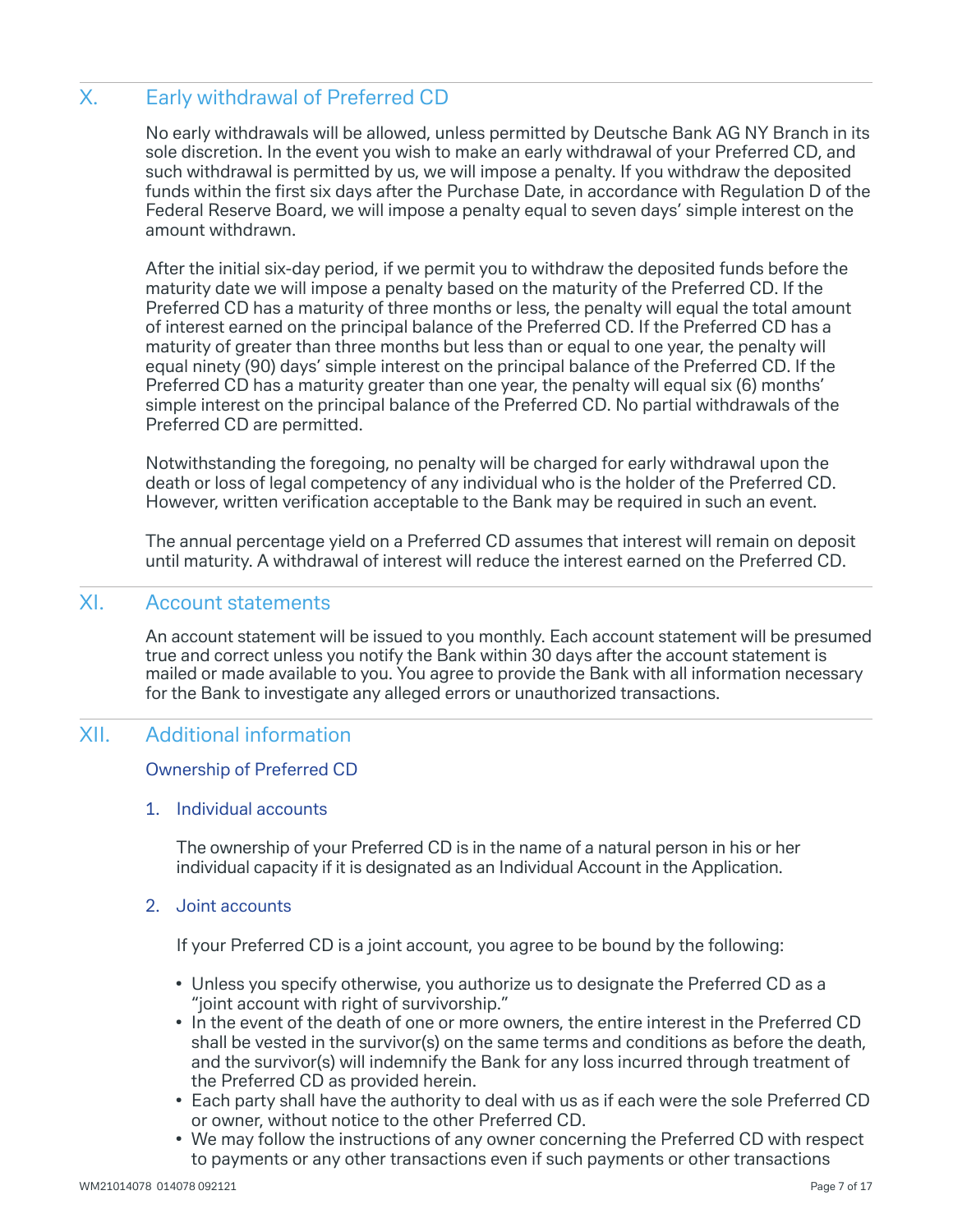## X. Early withdrawal of Preferred CD

No early withdrawals will be allowed, unless permitted by Deutsche Bank AG NY Branch in its sole discretion. In the event you wish to make an early withdrawal of your Preferred CD, and such withdrawal is permitted by us, we will impose a penalty. If you withdraw the deposited funds within the first six days after the Purchase Date, in accordance with Regulation D of the Federal Reserve Board, we will impose a penalty equal to seven days' simple interest on the amount withdrawn.

After the initial six-day period, if we permit you to withdraw the deposited funds before the maturity date we will impose a penalty based on the maturity of the Preferred CD. If the Preferred CD has a maturity of three months or less, the penalty will equal the total amount of interest earned on the principal balance of the Preferred CD. If the Preferred CD has a maturity of greater than three months but less than or equal to one year, the penalty will equal ninety (90) days' simple interest on the principal balance of the Preferred CD. If the Preferred CD has a maturity greater than one year, the penalty will equal six (6) months' simple interest on the principal balance of the Preferred CD. No partial withdrawals of the Preferred CD are permitted.

Notwithstanding the foregoing, no penalty will be charged for early withdrawal upon the death or loss of legal competency of any individual who is the holder of the Preferred CD. However, written verification acceptable to the Bank may be required in such an event.

The annual percentage yield on a Preferred CD assumes that interest will remain on deposit until maturity. A withdrawal of interest will reduce the interest earned on the Preferred CD.

## XI. Account statements

An account statement will be issued to you monthly. Each account statement will be presumed true and correct unless you notify the Bank within 30 days after the account statement is mailed or made available to you. You agree to provide the Bank with all information necessary for the Bank to investigate any alleged errors or unauthorized transactions.

## XII. Additional information

### Ownership of Preferred CD

#### 1. Individual accounts

The ownership of your Preferred CD is in the name of a natural person in his or her individual capacity if it is designated as an Individual Account in the Application.

#### 2. Joint accounts

If your Preferred CD is a joint account, you agree to be bound by the following:

- Unless you specify otherwise, you authorize us to designate the Preferred CD as a "joint account with right of survivorship."
- In the event of the death of one or more owners, the entire interest in the Preferred CD shall be vested in the survivor(s) on the same terms and conditions as before the death, and the survivor(s) will indemnify the Bank for any loss incurred through treatment of the Preferred CD as provided herein.
- Each party shall have the authority to deal with us as if each were the sole Preferred CD or owner, without notice to the other Preferred CD.
- We may follow the instructions of any owner concerning the Preferred CD with respect to payments or any other transactions even if such payments or other transactions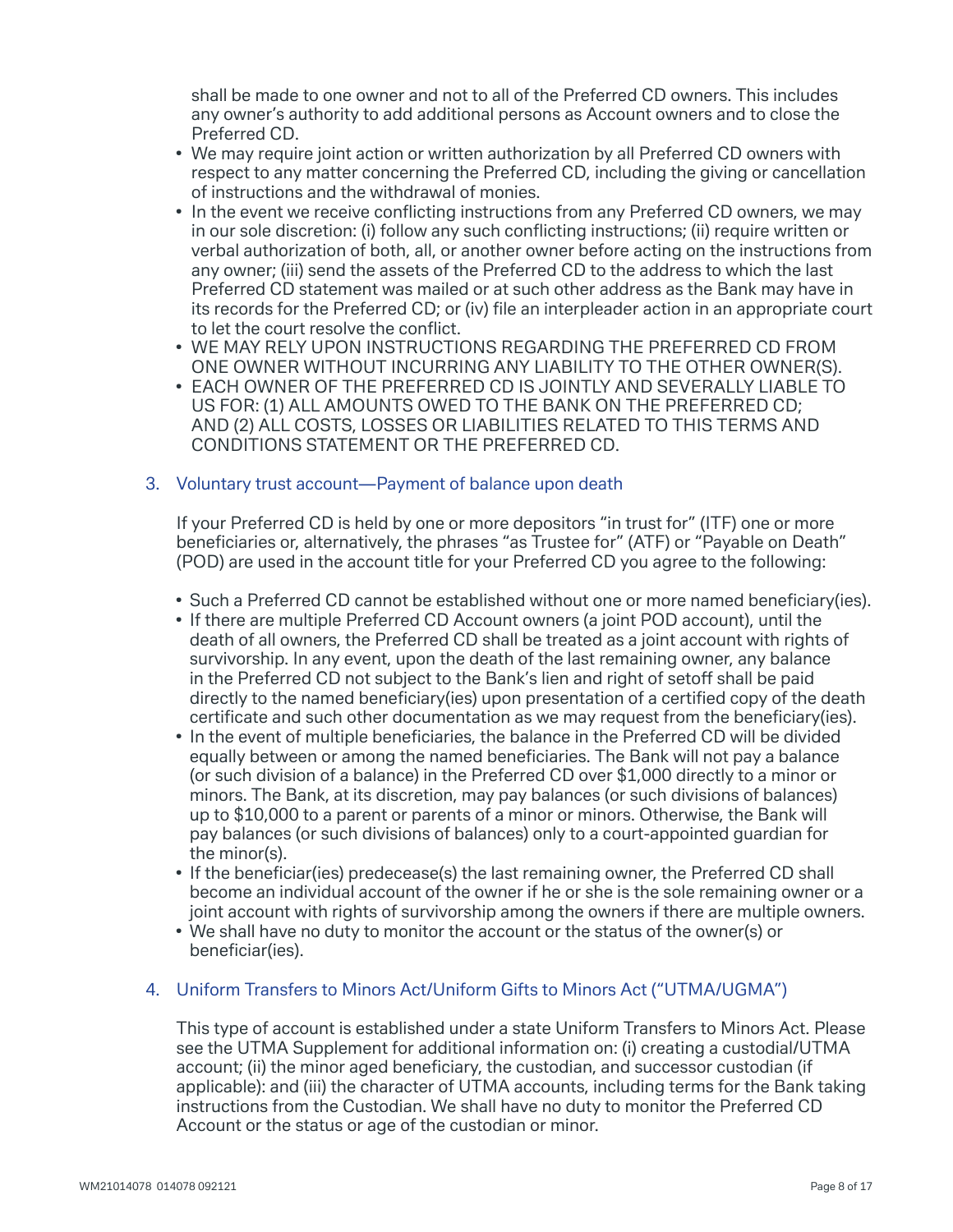shall be made to one owner and not to all of the Preferred CD owners. This includes any owner's authority to add additional persons as Account owners and to close the Preferred CD.

- We may require joint action or written authorization by all Preferred CD owners with respect to any matter concerning the Preferred CD, including the giving or cancellation of instructions and the withdrawal of monies.
- In the event we receive conflicting instructions from any Preferred CD owners, we may in our sole discretion: (i) follow any such conflicting instructions; (ii) require written or verbal authorization of both, all, or another owner before acting on the instructions from any owner; (iii) send the assets of the Preferred CD to the address to which the last Preferred CD statement was mailed or at such other address as the Bank may have in its records for the Preferred CD; or (iv) file an interpleader action in an appropriate court to let the court resolve the conflict.
- WE MAY RELY UPON INSTRUCTIONS REGARDING THE PREFERRED CD FROM ONE OWNER WITHOUT INCURRING ANY LIABILITY TO THE OTHER OWNER(S).
- EACH OWNER OF THE PREFERRED CD IS JOINTLY AND SEVERALLY LIABLE TO US FOR: (1) ALL AMOUNTS OWED TO THE BANK ON THE PREFERRED CD; AND (2) ALL COSTS, LOSSES OR LIABILITIES RELATED TO THIS TERMS AND CONDITIONS STATEMENT OR THE PREFERRED CD.

### 3. Voluntary trust account—Payment of balance upon death

If your Preferred CD is held by one or more depositors "in trust for" (ITF) one or more beneficiaries or, alternatively, the phrases "as Trustee for" (ATF) or "Payable on Death" (POD) are used in the account title for your Preferred CD you agree to the following:

- Such a Preferred CD cannot be established without one or more named beneficiary(ies).
- If there are multiple Preferred CD Account owners (a joint POD account), until the death of all owners, the Preferred CD shall be treated as a joint account with rights of survivorship. In any event, upon the death of the last remaining owner, any balance in the Preferred CD not subject to the Bank's lien and right of setoff shall be paid directly to the named beneficiary(ies) upon presentation of a certified copy of the death certificate and such other documentation as we may request from the beneficiary(ies).
- In the event of multiple beneficiaries, the balance in the Preferred CD will be divided equally between or among the named beneficiaries. The Bank will not pay a balance (or such division of a balance) in the Preferred CD over $1,000 directly to a minor or minors. The Bank, at its discretion, may pay balances (or such divisions of balances) up to $10,000 to a parent or parents of a minor or minors. Otherwise, the Bank will pay balances (or such divisions of balances) only to a court-appointed guardian for the minor(s).
- If the beneficiar(ies) predecease(s) the last remaining owner, the Preferred CD shall become an individual account of the owner if he or she is the sole remaining owner or a joint account with rights of survivorship among the owners if there are multiple owners.
- We shall have no duty to monitor the account or the status of the owner(s) or beneficiar(ies).

### 4. Uniform Transfers to Minors Act/Uniform Gifts to Minors Act ("UTMA/UGMA")

This type of account is established under a state Uniform Transfers to Minors Act. Please see the UTMA Supplement for additional information on: (i) creating a custodial/UTMA account; (ii) the minor aged beneficiary, the custodian, and successor custodian (if applicable): and (iii) the character of UTMA accounts, including terms for the Bank taking instructions from the Custodian. We shall have no duty to monitor the Preferred CD Account or the status or age of the custodian or minor.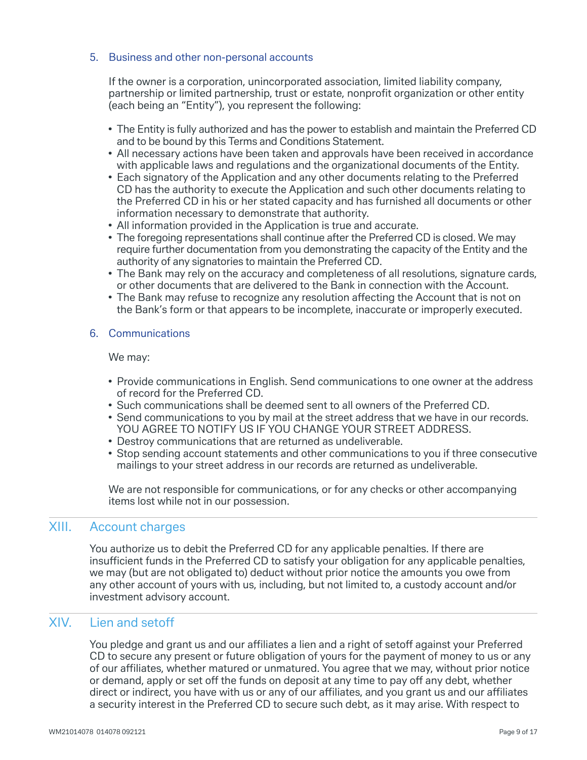### 5. Business and other non-personal accounts

If the owner is a corporation, unincorporated association, limited liability company, partnership or limited partnership, trust or estate, nonprofit organization or other entity (each being an "Entity"), you represent the following:

- The Entity is fully authorized and has the power to establish and maintain the Preferred CD and to be bound by this Terms and Conditions Statement.
- All necessary actions have been taken and approvals have been received in accordance with applicable laws and regulations and the organizational documents of the Entity.
- Each signatory of the Application and any other documents relating to the Preferred CD has the authority to execute the Application and such other documents relating to the Preferred CD in his or her stated capacity and has furnished all documents or other information necessary to demonstrate that authority.
- All information provided in the Application is true and accurate.
- The foregoing representations shall continue after the Preferred CD is closed. We may require further documentation from you demonstrating the capacity of the Entity and the authority of any signatories to maintain the Preferred CD.
- The Bank may rely on the accuracy and completeness of all resolutions, signature cards, or other documents that are delivered to the Bank in connection with the Account.
- The Bank may refuse to recognize any resolution affecting the Account that is not on the Bank's form or that appears to be incomplete, inaccurate or improperly executed.

### 6. Communications

We may:

- Provide communications in English. Send communications to one owner at the address of record for the Preferred CD.
- Such communications shall be deemed sent to all owners of the Preferred CD.
- Send communications to you by mail at the street address that we have in our records. YOU AGREE TO NOTIFY US IF YOU CHANGE YOUR STREET ADDRESS.
- Destroy communications that are returned as undeliverable.
- Stop sending account statements and other communications to you if three consecutive mailings to your street address in our records are returned as undeliverable.

We are not responsible for communications, or for any checks or other accompanying items lost while not in our possession.

## XIII. Account charges

You authorize us to debit the Preferred CD for any applicable penalties. If there are insufficient funds in the Preferred CD to satisfy your obligation for any applicable penalties, we may (but are not obligated to) deduct without prior notice the amounts you owe from any other account of yours with us, including, but not limited to, a custody account and/or investment advisory account.

## XIV. Lien and setoff

You pledge and grant us and our affiliates a lien and a right of setoff against your Preferred CD to secure any present or future obligation of yours for the payment of money to us or any of our affiliates, whether matured or unmatured. You agree that we may, without prior notice or demand, apply or set off the funds on deposit at any time to pay off any debt, whether direct or indirect, you have with us or any of our affiliates, and you grant us and our affiliates a security interest in the Preferred CD to secure such debt, as it may arise. With respect to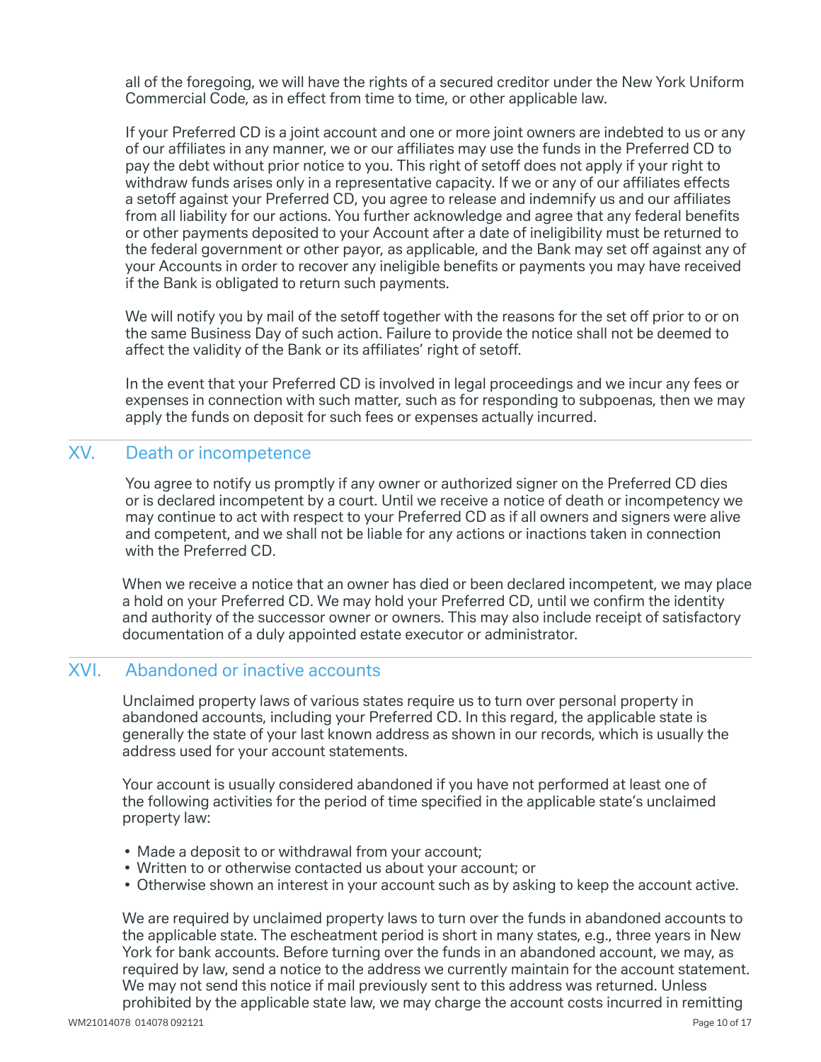all of the foregoing, we will have the rights of a secured creditor under the New York Uniform Commercial Code, as in effect from time to time, or other applicable law.

If your Preferred CD is a joint account and one or more joint owners are indebted to us or any of our affiliates in any manner, we or our affiliates may use the funds in the Preferred CD to pay the debt without prior notice to you. This right of setoff does not apply if your right to withdraw funds arises only in a representative capacity. If we or any of our affiliates effects a setoff against your Preferred CD, you agree to release and indemnify us and our affiliates from all liability for our actions. You further acknowledge and agree that any federal benefits or other payments deposited to your Account after a date of ineligibility must be returned to the federal government or other payor, as applicable, and the Bank may set off against any of your Accounts in order to recover any ineligible benefits or payments you may have received if the Bank is obligated to return such payments.

We will notify you by mail of the setoff together with the reasons for the set off prior to or on the same Business Day of such action. Failure to provide the notice shall not be deemed to affect the validity of the Bank or its affiliates' right of setoff.

In the event that your Preferred CD is involved in legal proceedings and we incur any fees or expenses in connection with such matter, such as for responding to subpoenas, then we may apply the funds on deposit for such fees or expenses actually incurred.

## XV. Death or incompetence

You agree to notify us promptly if any owner or authorized signer on the Preferred CD dies or is declared incompetent by a court. Until we receive a notice of death or incompetency we may continue to act with respect to your Preferred CD as if all owners and signers were alive and competent, and we shall not be liable for any actions or inactions taken in connection with the Preferred CD.

When we receive a notice that an owner has died or been declared incompetent, we may place a hold on your Preferred CD. We may hold your Preferred CD, until we confirm the identity and authority of the successor owner or owners. This may also include receipt of satisfactory documentation of a duly appointed estate executor or administrator.

## XVI. Abandoned or inactive accounts

Unclaimed property laws of various states require us to turn over personal property in abandoned accounts, including your Preferred CD. In this regard, the applicable state is generally the state of your last known address as shown in our records, which is usually the address used for your account statements.

Your account is usually considered abandoned if you have not performed at least one of the following activities for the period of time specified in the applicable state's unclaimed property law:

- Made a deposit to or withdrawal from your account;
- Written to or otherwise contacted us about your account; or
- Otherwise shown an interest in your account such as by asking to keep the account active.

We are required by unclaimed property laws to turn over the funds in abandoned accounts to the applicable state. The escheatment period is short in many states, e.g., three years in New York for bank accounts. Before turning over the funds in an abandoned account, we may, as required by law, send a notice to the address we currently maintain for the account statement. We may not send this notice if mail previously sent to this address was returned. Unless prohibited by the applicable state law, we may charge the account costs incurred in remitting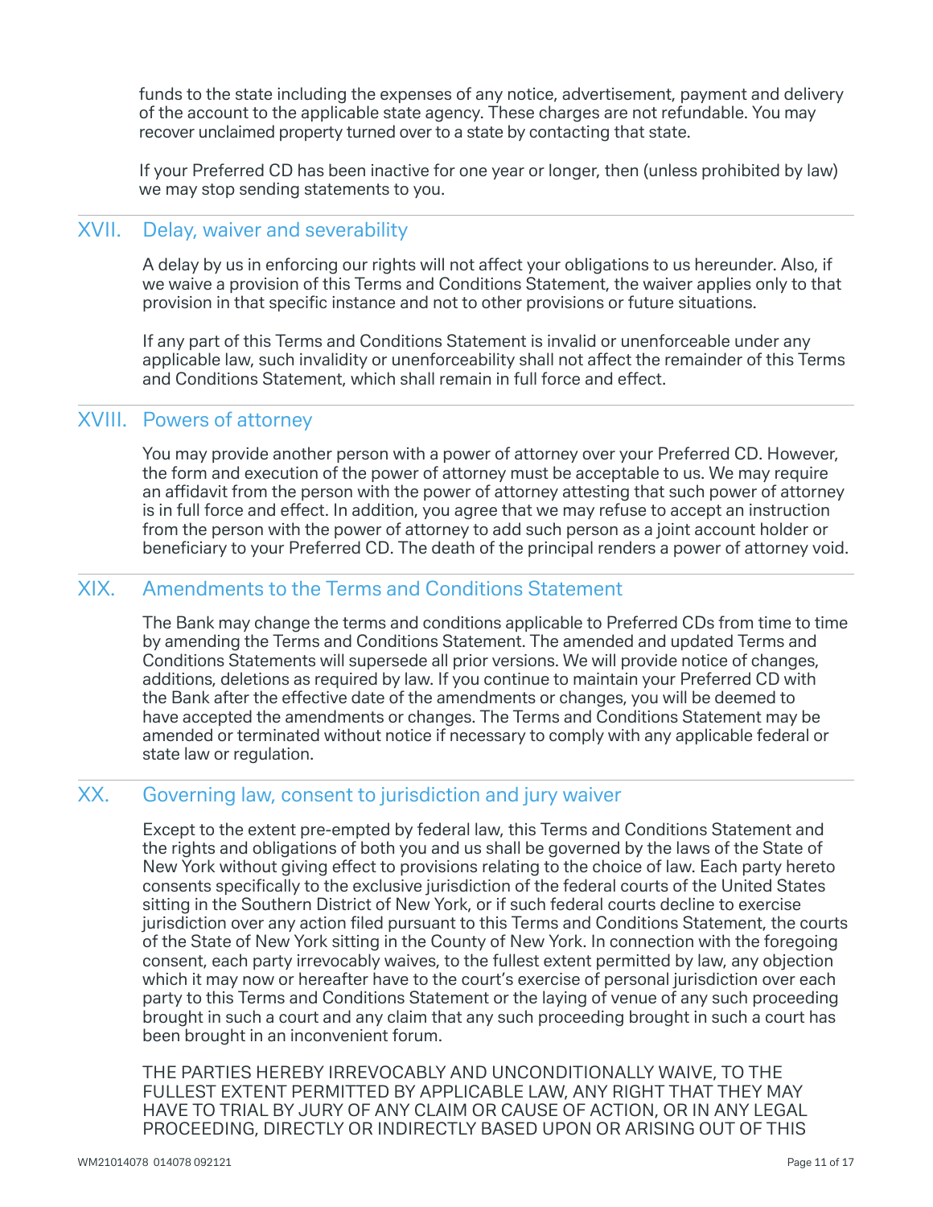funds to the state including the expenses of any notice, advertisement, payment and delivery of the account to the applicable state agency. These charges are not refundable. You may recover unclaimed property turned over to a state by contacting that state.

If your Preferred CD has been inactive for one year or longer, then (unless prohibited by law) we may stop sending statements to you.

## XVII. Delay, waiver and severability

A delay by us in enforcing our rights will not affect your obligations to us hereunder. Also, if we waive a provision of this Terms and Conditions Statement, the waiver applies only to that provision in that specific instance and not to other provisions or future situations.

If any part of this Terms and Conditions Statement is invalid or unenforceable under any applicable law, such invalidity or unenforceability shall not affect the remainder of this Terms and Conditions Statement, which shall remain in full force and effect.

## XVIII. Powers of attorney

You may provide another person with a power of attorney over your Preferred CD. However, the form and execution of the power of attorney must be acceptable to us. We may require an affidavit from the person with the power of attorney attesting that such power of attorney is in full force and effect. In addition, you agree that we may refuse to accept an instruction from the person with the power of attorney to add such person as a joint account holder or beneficiary to your Preferred CD. The death of the principal renders a power of attorney void.

## XIX. Amendments to the Terms and Conditions Statement

The Bank may change the terms and conditions applicable to Preferred CDs from time to time by amending the Terms and Conditions Statement. The amended and updated Terms and Conditions Statements will supersede all prior versions. We will provide notice of changes, additions, deletions as required by law. If you continue to maintain your Preferred CD with the Bank after the effective date of the amendments or changes, you will be deemed to have accepted the amendments or changes. The Terms and Conditions Statement may be amended or terminated without notice if necessary to comply with any applicable federal or state law or regulation.

## XX. Governing law, consent to jurisdiction and jury waiver

Except to the extent pre-empted by federal law, this Terms and Conditions Statement and the rights and obligations of both you and us shall be governed by the laws of the State of New York without giving effect to provisions relating to the choice of law. Each party hereto consents specifically to the exclusive jurisdiction of the federal courts of the United States sitting in the Southern District of New York, or if such federal courts decline to exercise jurisdiction over any action filed pursuant to this Terms and Conditions Statement, the courts of the State of New York sitting in the County of New York. In connection with the foregoing consent, each party irrevocably waives, to the fullest extent permitted by law, any objection which it may now or hereafter have to the court's exercise of personal jurisdiction over each party to this Terms and Conditions Statement or the laying of venue of any such proceeding brought in such a court and any claim that any such proceeding brought in such a court has been brought in an inconvenient forum.

THE PARTIES HEREBY IRREVOCABLY AND UNCONDITIONALLY WAIVE, TO THE FULLEST EXTENT PERMITTED BY APPLICABLE LAW, ANY RIGHT THAT THEY MAY HAVE TO TRIAL BY JURY OF ANY CLAIM OR CAUSE OF ACTION, OR IN ANY LEGAL PROCEEDING, DIRECTLY OR INDIRECTLY BASED UPON OR ARISING OUT OF THIS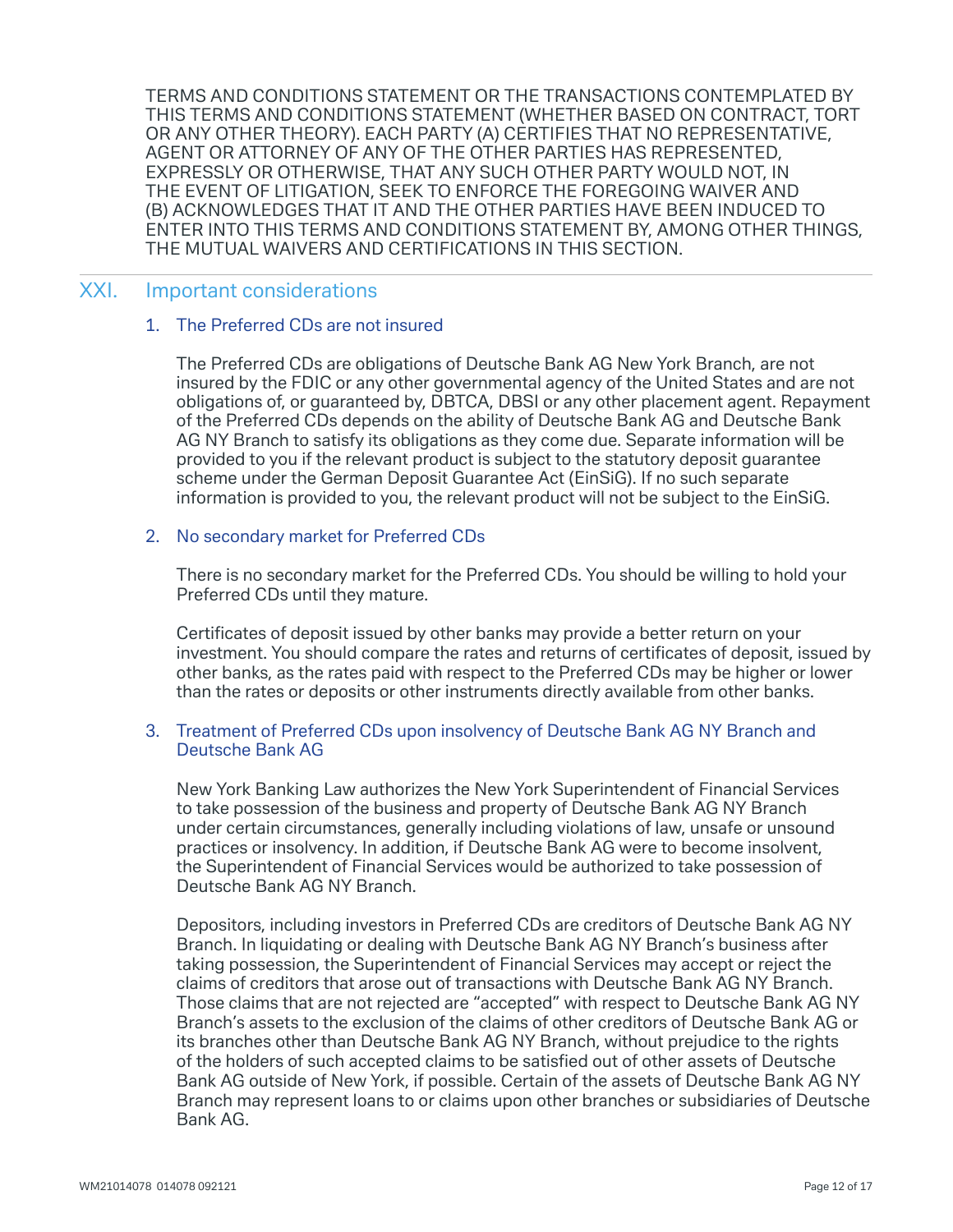TERMS AND CONDITIONS STATEMENT OR THE TRANSACTIONS CONTEMPLATED BY THIS TERMS AND CONDITIONS STATEMENT (WHETHER BASED ON CONTRACT, TORT OR ANY OTHER THEORY). EACH PARTY (A) CERTIFIES THAT NO REPRESENTATIVE, AGENT OR ATTORNEY OF ANY OF THE OTHER PARTIES HAS REPRESENTED, EXPRESSLY OR OTHERWISE, THAT ANY SUCH OTHER PARTY WOULD NOT, IN THE EVENT OF LITIGATION, SEEK TO ENFORCE THE FOREGOING WAIVER AND (B) ACKNOWLEDGES THAT IT AND THE OTHER PARTIES HAVE BEEN INDUCED TO ENTER INTO THIS TERMS AND CONDITIONS STATEMENT BY, AMONG OTHER THINGS, THE MUTUAL WAIVERS AND CERTIFICATIONS IN THIS SECTION.

## XXI. Important considerations

### 1. The Preferred CDs are not insured

The Preferred CDs are obligations of Deutsche Bank AG New York Branch, are not insured by the FDIC or any other governmental agency of the United States and are not obligations of, or guaranteed by, DBTCA, DBSI or any other placement agent. Repayment of the Preferred CDs depends on the ability of Deutsche Bank AG and Deutsche Bank AG NY Branch to satisfy its obligations as they come due. Separate information will be provided to you if the relevant product is subject to the statutory deposit guarantee scheme under the German Deposit Guarantee Act (EinSiG). If no such separate information is provided to you, the relevant product will not be subject to the EinSiG.

### 2. No secondary market for Preferred CDs

There is no secondary market for the Preferred CDs. You should be willing to hold your Preferred CDs until they mature.

Certificates of deposit issued by other banks may provide a better return on your investment. You should compare the rates and returns of certificates of deposit, issued by other banks, as the rates paid with respect to the Preferred CDs may be higher or lower than the rates or deposits or other instruments directly available from other banks.

### 3. Treatment of Preferred CDs upon insolvency of Deutsche Bank AG NY Branch and Deutsche Bank AG

New York Banking Law authorizes the New York Superintendent of Financial Services to take possession of the business and property of Deutsche Bank AG NY Branch under certain circumstances, generally including violations of law, unsafe or unsound practices or insolvency. In addition, if Deutsche Bank AG were to become insolvent, the Superintendent of Financial Services would be authorized to take possession of Deutsche Bank AG NY Branch.

Depositors, including investors in Preferred CDs are creditors of Deutsche Bank AG NY Branch. In liquidating or dealing with Deutsche Bank AG NY Branch's business after taking possession, the Superintendent of Financial Services may accept or reject the claims of creditors that arose out of transactions with Deutsche Bank AG NY Branch. Those claims that are not rejected are "accepted" with respect to Deutsche Bank AG NY Branch's assets to the exclusion of the claims of other creditors of Deutsche Bank AG or its branches other than Deutsche Bank AG NY Branch, without prejudice to the rights of the holders of such accepted claims to be satisfied out of other assets of Deutsche Bank AG outside of New York, if possible. Certain of the assets of Deutsche Bank AG NY Branch may represent loans to or claims upon other branches or subsidiaries of Deutsche Bank AG.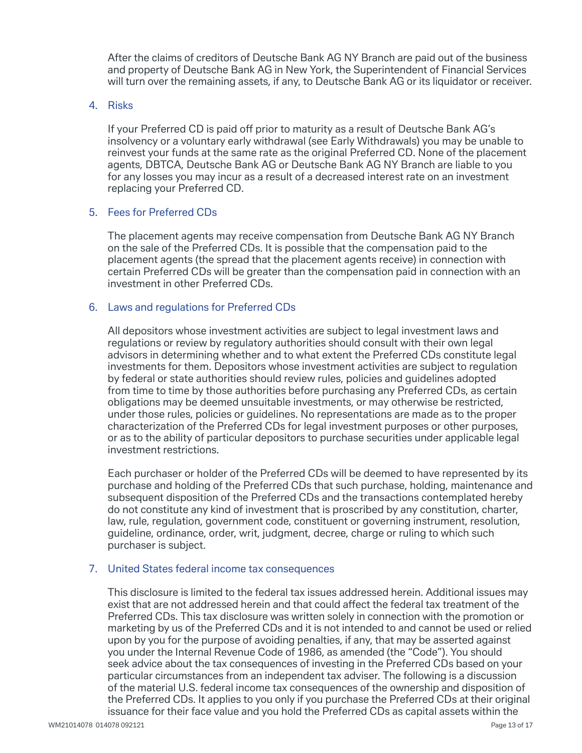After the claims of creditors of Deutsche Bank AG NY Branch are paid out of the business and property of Deutsche Bank AG in New York, the Superintendent of Financial Services will turn over the remaining assets, if any, to Deutsche Bank AG or its liquidator or receiver.

4. Risks

If your Preferred CD is paid off prior to maturity as a result of Deutsche Bank AG's insolvency or a voluntary early withdrawal (see Early Withdrawals) you may be unable to reinvest your funds at the same rate as the original Preferred CD. None of the placement agents, DBTCA, Deutsche Bank AG or Deutsche Bank AG NY Branch are liable to you for any losses you may incur as a result of a decreased interest rate on an investment replacing your Preferred CD.

5. Fees for Preferred CDs

The placement agents may receive compensation from Deutsche Bank AG NY Branch on the sale of the Preferred CDs. It is possible that the compensation paid to the placement agents (the spread that the placement agents receive) in connection with certain Preferred CDs will be greater than the compensation paid in connection with an investment in other Preferred CDs.

6. Laws and regulations for Preferred CDs

All depositors whose investment activities are subject to legal investment laws and regulations or review by regulatory authorities should consult with their own legal advisors in determining whether and to what extent the Preferred CDs constitute legal investments for them. Depositors whose investment activities are subject to regulation by federal or state authorities should review rules, policies and guidelines adopted from time to time by those authorities before purchasing any Preferred CDs, as certain obligations may be deemed unsuitable investments, or may otherwise be restricted, under those rules, policies or guidelines. No representations are made as to the proper characterization of the Preferred CDs for legal investment purposes or other purposes, or as to the ability of particular depositors to purchase securities under applicable legal investment restrictions.

Each purchaser or holder of the Preferred CDs will be deemed to have represented by its purchase and holding of the Preferred CDs that such purchase, holding, maintenance and subsequent disposition of the Preferred CDs and the transactions contemplated hereby do not constitute any kind of investment that is proscribed by any constitution, charter, law, rule, regulation, government code, constituent or governing instrument, resolution, guideline, ordinance, order, writ, judgment, decree, charge or ruling to which such purchaser is subject.

7. United States federal income tax consequences

This disclosure is limited to the federal tax issues addressed herein. Additional issues may exist that are not addressed herein and that could affect the federal tax treatment of the Preferred CDs. This tax disclosure was written solely in connection with the promotion or marketing by us of the Preferred CDs and it is not intended to and cannot be used or relied upon by you for the purpose of avoiding penalties, if any, that may be asserted against you under the Internal Revenue Code of 1986, as amended (the "Code"). You should seek advice about the tax consequences of investing in the Preferred CDs based on your particular circumstances from an independent tax adviser. The following is a discussion of the material U.S. federal income tax consequences of the ownership and disposition of the Preferred CDs. It applies to you only if you purchase the Preferred CDs at their original issuance for their face value and you hold the Preferred CDs as capital assets within the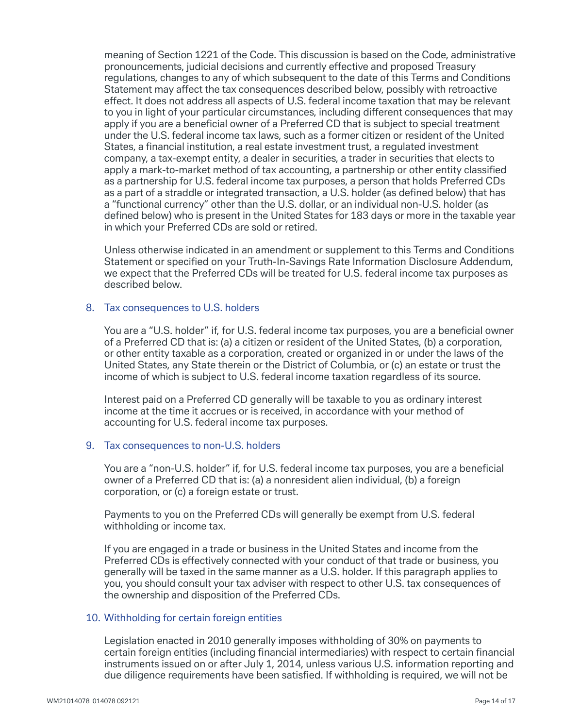meaning of Section 1221 of the Code. This discussion is based on the Code, administrative pronouncements, judicial decisions and currently effective and proposed Treasury regulations, changes to any of which subsequent to the date of this Terms and Conditions Statement may affect the tax consequences described below, possibly with retroactive effect. It does not address all aspects of U.S. federal income taxation that may be relevant to you in light of your particular circumstances, including different consequences that may apply if you are a beneficial owner of a Preferred CD that is subject to special treatment under the U.S. federal income tax laws, such as a former citizen or resident of the United States, a financial institution, a real estate investment trust, a regulated investment company, a tax-exempt entity, a dealer in securities, a trader in securities that elects to apply a mark-to-market method of tax accounting, a partnership or other entity classified as a partnership for U.S. federal income tax purposes, a person that holds Preferred CDs as a part of a straddle or integrated transaction, a U.S. holder (as defined below) that has a "functional currency" other than the U.S. dollar, or an individual non-U.S. holder (as defined below) who is present in the United States for 183 days or more in the taxable year in which your Preferred CDs are sold or retired.

Unless otherwise indicated in an amendment or supplement to this Terms and Conditions Statement or specified on your Truth-In-Savings Rate Information Disclosure Addendum, we expect that the Preferred CDs will be treated for U.S. federal income tax purposes as described below.

## 8. Tax consequences to U.S. holders

You are a "U.S. holder" if, for U.S. federal income tax purposes, you are a beneficial owner of a Preferred CD that is: (a) a citizen or resident of the United States, (b) a corporation, or other entity taxable as a corporation, created or organized in or under the laws of the United States, any State therein or the District of Columbia, or (c) an estate or trust the income of which is subject to U.S. federal income taxation regardless of its source.

Interest paid on a Preferred CD generally will be taxable to you as ordinary interest income at the time it accrues or is received, in accordance with your method of accounting for U.S. federal income tax purposes.

## 9. Tax consequences to non-U.S. holders

You are a "non-U.S. holder" if, for U.S. federal income tax purposes, you are a beneficial owner of a Preferred CD that is: (a) a nonresident alien individual, (b) a foreign corporation, or (c) a foreign estate or trust.

Payments to you on the Preferred CDs will generally be exempt from U.S. federal withholding or income tax.

If you are engaged in a trade or business in the United States and income from the Preferred CDs is effectively connected with your conduct of that trade or business, you generally will be taxed in the same manner as a U.S. holder. If this paragraph applies to you, you should consult your tax adviser with respect to other U.S. tax consequences of the ownership and disposition of the Preferred CDs.

## 10. Withholding for certain foreign entities

Legislation enacted in 2010 generally imposes withholding of 30% on payments to certain foreign entities (including financial intermediaries) with respect to certain financial instruments issued on or after July 1, 2014, unless various U.S. information reporting and due diligence requirements have been satisfied. If withholding is required, we will not be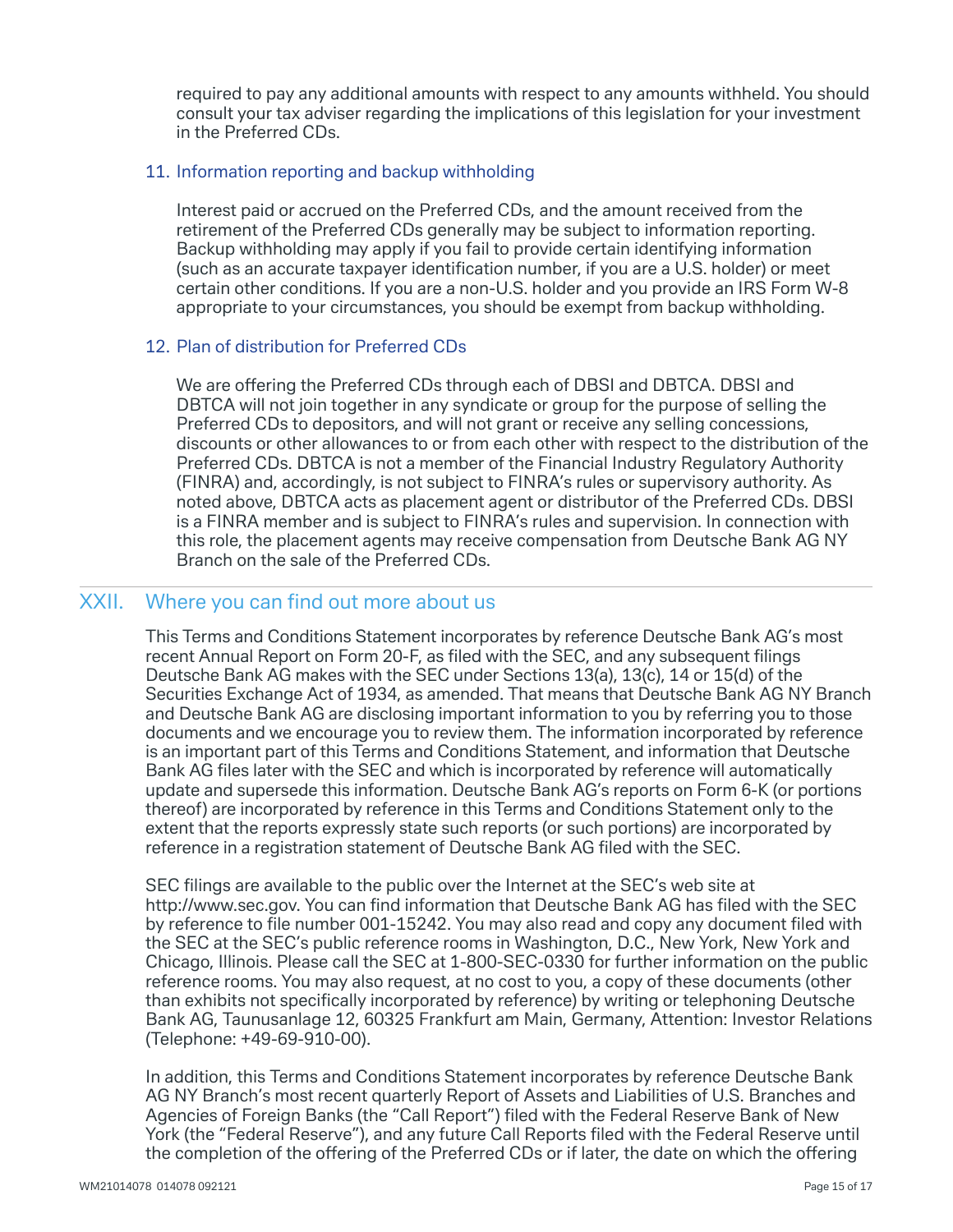required to pay any additional amounts with respect to any amounts withheld. You should consult your tax adviser regarding the implications of this legislation for your investment in the Preferred CDs.

### 11. Information reporting and backup withholding

Interest paid or accrued on the Preferred CDs, and the amount received from the retirement of the Preferred CDs generally may be subject to information reporting. Backup withholding may apply if you fail to provide certain identifying information (such as an accurate taxpayer identification number, if you are a U.S. holder) or meet certain other conditions. If you are a non-U.S. holder and you provide an IRS Form W-8 appropriate to your circumstances, you should be exempt from backup withholding.

### 12. Plan of distribution for Preferred CDs

We are offering the Preferred CDs through each of DBSI and DBTCA. DBSI and DBTCA will not join together in any syndicate or group for the purpose of selling the Preferred CDs to depositors, and will not grant or receive any selling concessions, discounts or other allowances to or from each other with respect to the distribution of the Preferred CDs. DBTCA is not a member of the Financial Industry Regulatory Authority (FINRA) and, accordingly, is not subject to FINRA's rules or supervisory authority. As noted above, DBTCA acts as placement agent or distributor of the Preferred CDs. DBSI is a FINRA member and is subject to FINRA's rules and supervision. In connection with this role, the placement agents may receive compensation from Deutsche Bank AG NY Branch on the sale of the Preferred CDs.

## XXII. Where you can find out more about us

This Terms and Conditions Statement incorporates by reference Deutsche Bank AG's most recent Annual Report on Form 20-F, as filed with the SEC, and any subsequent filings Deutsche Bank AG makes with the SEC under Sections 13(a), 13(c), 14 or 15(d) of the Securities Exchange Act of 1934, as amended. That means that Deutsche Bank AG NY Branch and Deutsche Bank AG are disclosing important information to you by referring you to those documents and we encourage you to review them. The information incorporated by reference is an important part of this Terms and Conditions Statement, and information that Deutsche Bank AG files later with the SEC and which is incorporated by reference will automatically update and supersede this information. Deutsche Bank AG's reports on Form 6-K (or portions thereof) are incorporated by reference in this Terms and Conditions Statement only to the extent that the reports expressly state such reports (or such portions) are incorporated by reference in a registration statement of Deutsche Bank AG filed with the SEC.

SEC filings are available to the public over the Internet at the SEC's web site at http://www.sec.gov. You can find information that Deutsche Bank AG has filed with the SEC by reference to file number 001-15242. You may also read and copy any document filed with the SEC at the SEC's public reference rooms in Washington, D.C., New York, New York and Chicago, Illinois. Please call the SEC at 1-800-SEC-0330 for further information on the public reference rooms. You may also request, at no cost to you, a copy of these documents (other than exhibits not specifically incorporated by reference) by writing or telephoning Deutsche Bank AG, Taunusanlage 12, 60325 Frankfurt am Main, Germany, Attention: Investor Relations (Telephone: +49-69-910-00).

In addition, this Terms and Conditions Statement incorporates by reference Deutsche Bank AG NY Branch's most recent quarterly Report of Assets and Liabilities of U.S. Branches and Agencies of Foreign Banks (the "Call Report") filed with the Federal Reserve Bank of New York (the "Federal Reserve"), and any future Call Reports filed with the Federal Reserve until the completion of the offering of the Preferred CDs or if later, the date on which the offering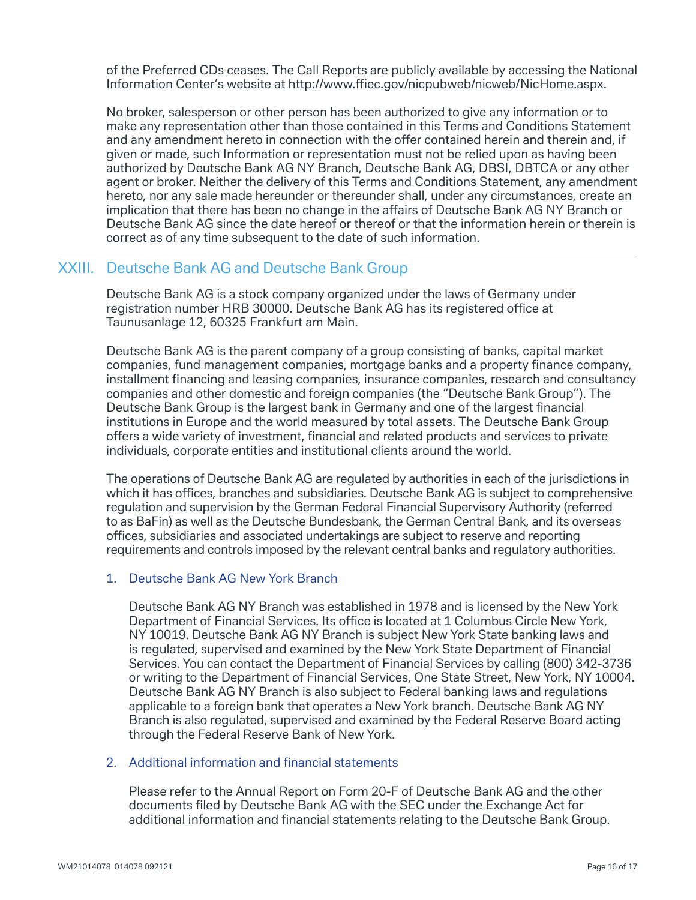of the Preferred CDs ceases. The Call Reports are publicly available by accessing the National Information Center's website at http://www.ffiec.gov/nicpubweb/nicweb/NicHome.aspx.

No broker, salesperson or other person has been authorized to give any information or to make any representation other than those contained in this Terms and Conditions Statement and any amendment hereto in connection with the offer contained herein and therein and, if given or made, such Information or representation must not be relied upon as having been authorized by Deutsche Bank AG NY Branch, Deutsche Bank AG, DBSI, DBTCA or any other agent or broker. Neither the delivery of this Terms and Conditions Statement, any amendment hereto, nor any sale made hereunder or thereunder shall, under any circumstances, create an implication that there has been no change in the affairs of Deutsche Bank AG NY Branch or Deutsche Bank AG since the date hereof or thereof or that the information herein or therein is correct as of any time subsequent to the date of such information.

## XXIII. Deutsche Bank AG and Deutsche Bank Group

Deutsche Bank AG is a stock company organized under the laws of Germany under registration number HRB 30000. Deutsche Bank AG has its registered office at Taunusanlage 12, 60325 Frankfurt am Main.

Deutsche Bank AG is the parent company of a group consisting of banks, capital market companies, fund management companies, mortgage banks and a property finance company, installment financing and leasing companies, insurance companies, research and consultancy companies and other domestic and foreign companies (the "Deutsche Bank Group"). The Deutsche Bank Group is the largest bank in Germany and one of the largest financial institutions in Europe and the world measured by total assets. The Deutsche Bank Group offers a wide variety of investment, financial and related products and services to private individuals, corporate entities and institutional clients around the world.

The operations of Deutsche Bank AG are regulated by authorities in each of the jurisdictions in which it has offices, branches and subsidiaries. Deutsche Bank AG is subject to comprehensive regulation and supervision by the German Federal Financial Supervisory Authority (referred to as BaFin) as well as the Deutsche Bundesbank, the German Central Bank, and its overseas offices, subsidiaries and associated undertakings are subject to reserve and reporting requirements and controls imposed by the relevant central banks and regulatory authorities.

### 1. Deutsche Bank AG New York Branch

Deutsche Bank AG NY Branch was established in 1978 and is licensed by the New York Department of Financial Services. Its office is located at 1 Columbus Circle New York, NY 10019. Deutsche Bank AG NY Branch is subject New York State banking laws and is regulated, supervised and examined by the New York State Department of Financial Services. You can contact the Department of Financial Services by calling (800) 342-3736 or writing to the Department of Financial Services, One State Street, New York, NY 10004. Deutsche Bank AG NY Branch is also subject to Federal banking laws and regulations applicable to a foreign bank that operates a New York branch. Deutsche Bank AG NY Branch is also regulated, supervised and examined by the Federal Reserve Board acting through the Federal Reserve Bank of New York.

### 2. Additional information and financial statements

Please refer to the Annual Report on Form 20-F of Deutsche Bank AG and the other documents filed by Deutsche Bank AG with the SEC under the Exchange Act for additional information and financial statements relating to the Deutsche Bank Group.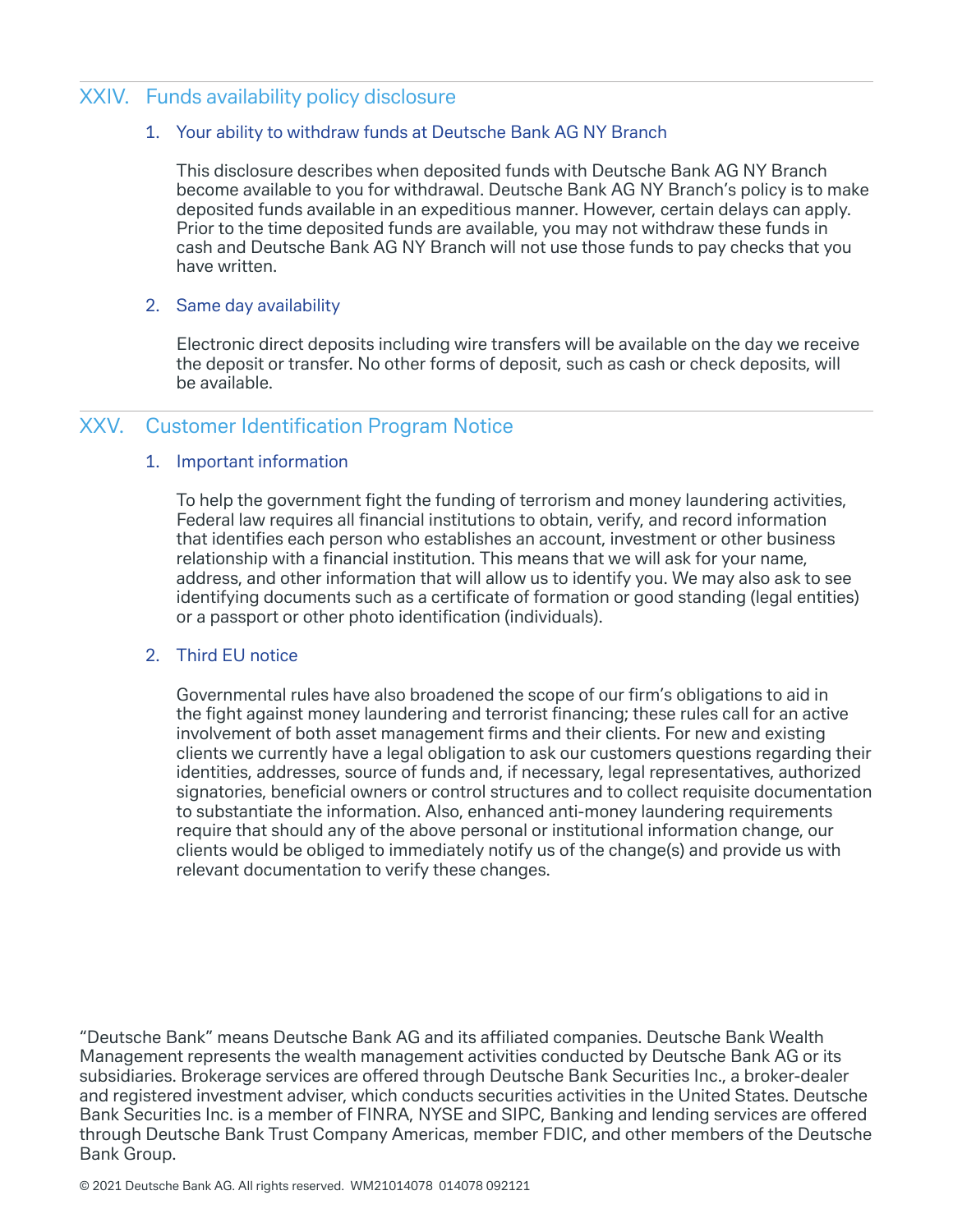## XXIV. Funds availability policy disclosure

### 1. Your ability to withdraw funds at Deutsche Bank AG NY Branch

This disclosure describes when deposited funds with Deutsche Bank AG NY Branch become available to you for withdrawal. Deutsche Bank AG NY Branch's policy is to make deposited funds available in an expeditious manner. However, certain delays can apply. Prior to the time deposited funds are available, you may not withdraw these funds in cash and Deutsche Bank AG NY Branch will not use those funds to pay checks that you have written.

### 2. Same day availability

Electronic direct deposits including wire transfers will be available on the day we receive the deposit or transfer. No other forms of deposit, such as cash or check deposits, will be available.

## XXV. Customer Identification Program Notice

### 1. Important information

To help the government fight the funding of terrorism and money laundering activities, Federal law requires all financial institutions to obtain, verify, and record information that identifies each person who establishes an account, investment or other business relationship with a financial institution. This means that we will ask for your name, address, and other information that will allow us to identify you. We may also ask to see identifying documents such as a certificate of formation or good standing (legal entities) or a passport or other photo identification (individuals).

### 2. Third EU notice

Governmental rules have also broadened the scope of our firm's obligations to aid in the fight against money laundering and terrorist financing; these rules call for an active involvement of both asset management firms and their clients. For new and existing clients we currently have a legal obligation to ask our customers questions regarding their identities, addresses, source of funds and, if necessary, legal representatives, authorized signatories, beneficial owners or control structures and to collect requisite documentation to substantiate the information. Also, enhanced anti-money laundering requirements require that should any of the above personal or institutional information change, our clients would be obliged to immediately notify us of the change(s) and provide us with relevant documentation to verify these changes.

"Deutsche Bank" means Deutsche Bank AG and its affiliated companies. Deutsche Bank Wealth Management represents the wealth management activities conducted by Deutsche Bank AG or its subsidiaries. Brokerage services are offered through Deutsche Bank Securities Inc., a broker-dealer and registered investment adviser, which conducts securities activities in the United States. Deutsche Bank Securities Inc. is a member of FINRA, NYSE and SIPC, Banking and lending services are offered through Deutsche Bank Trust Company Americas, member FDIC, and other members of the Deutsche Bank Group.

© 2021 Deutsche Bank AG. All rights reserved. WM21014078 014078 092121